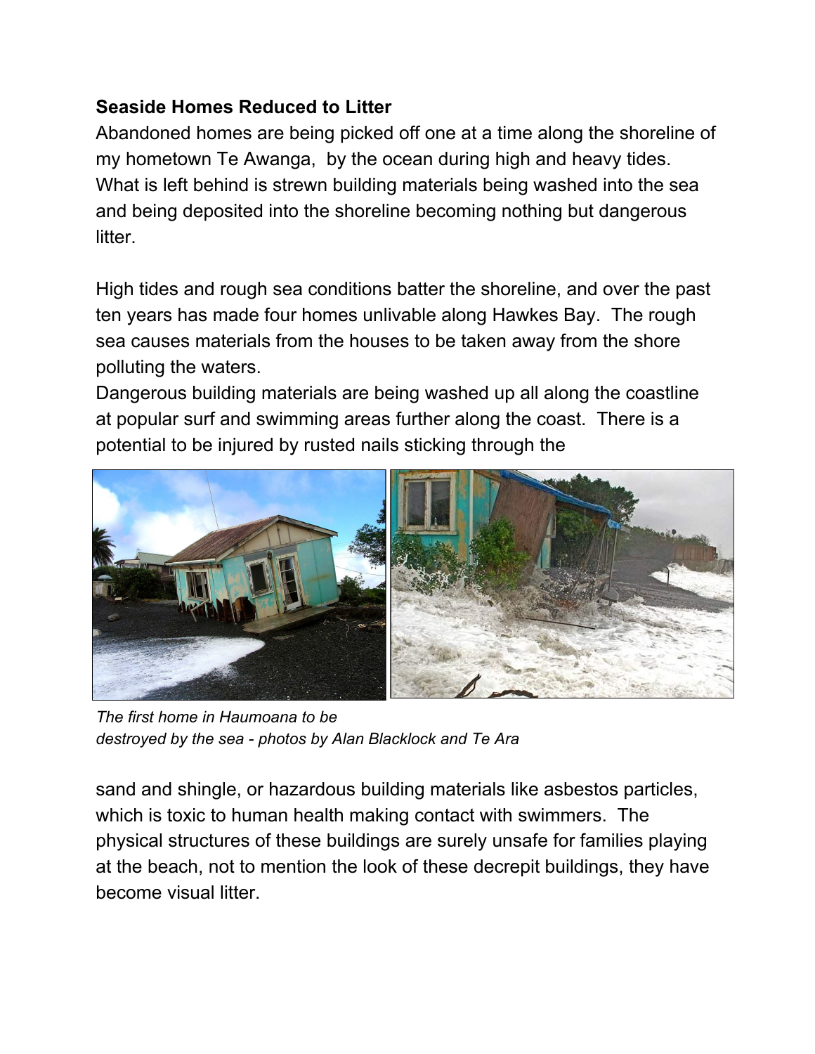**Seaside Homes Reduced to Litter**

Abandoned homes are being picked off one at a time along the shoreline of my hometown Te Awanga, by the ocean during high and heavy tides. What is left behind is strewn building materials being washed into the sea and being deposited into the shoreline becoming nothing but dangerous litter.

High tides and rough sea conditions batter the shoreline, and over the past ten years has made four homes unlivable along Hawkes Bay. The rough sea causes materials from the houses to be taken away from the shore polluting the waters.

Dangerous building materials are being washed up all along the coastline at popular surf and swimming areas further along the coast. There is a potential to be injured by rusted nails sticking through the

*The first home in Haumoana to be destroyed by the sea - photos by Alan Blacklock and Te Ara*

sand and shingle, or hazardous building materials like asbestos particles, which is toxic to human health making contact with swimmers. The physical structures of these buildings are surely unsafe for families playing at the beach, not to mention the look of these decrepit buildings, they have become visual litter.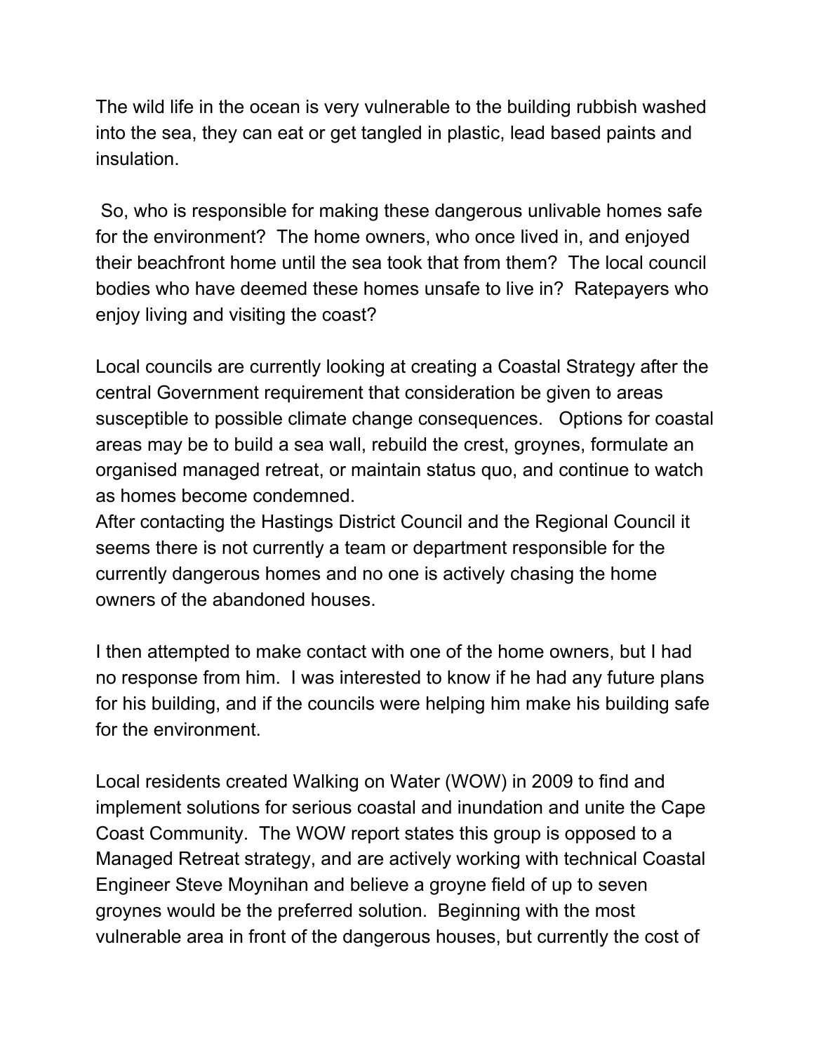The wild life in the ocean is very vulnerable to the building rubbish washed into the sea, they can eat or get tangled in plastic, lead based paints and insulation.

So, who is responsible for making these dangerous unlivable homes safe for the environment? The home owners, who once lived in, and enjoyed their beachfront home until the sea took that from them? The local council bodies who have deemed these homes unsafe to live in? Ratepayers who enjoy living and visiting the coast?

Local councils are currently looking at creating a Coastal Strategy after the central Government requirement that consideration be given to areas susceptible to possible climate change consequences. Options for coastal areas may be to build a sea wall, rebuild the crest, groynes, formulate an organised managed retreat, or maintain status quo, and continue to watch as homes become condemned.
After contacting the Hastings District Council and the Regional Council it seems there is not currently a team or department responsible for the currently dangerous homes and no one is actively chasing the home owners of the abandoned houses.

I then attempted to make contact with one of the home owners, but I had no response from him. I was interested to know if he had any future plans for his building, and if the councils were helping him make his building safe for the environment.

Local residents created Walking on Water (WOW) in 2009 to find and implement solutions for serious coastal and inundation and unite the Cape Coast Community. The WOW report states this group is opposed to a Managed Retreat strategy, and are actively working with technical Coastal Engineer Steve Moynihan and believe a groyne field of up to seven groynes would be the preferred solution. Beginning with the most vulnerable area in front of the dangerous houses, but currently the cost of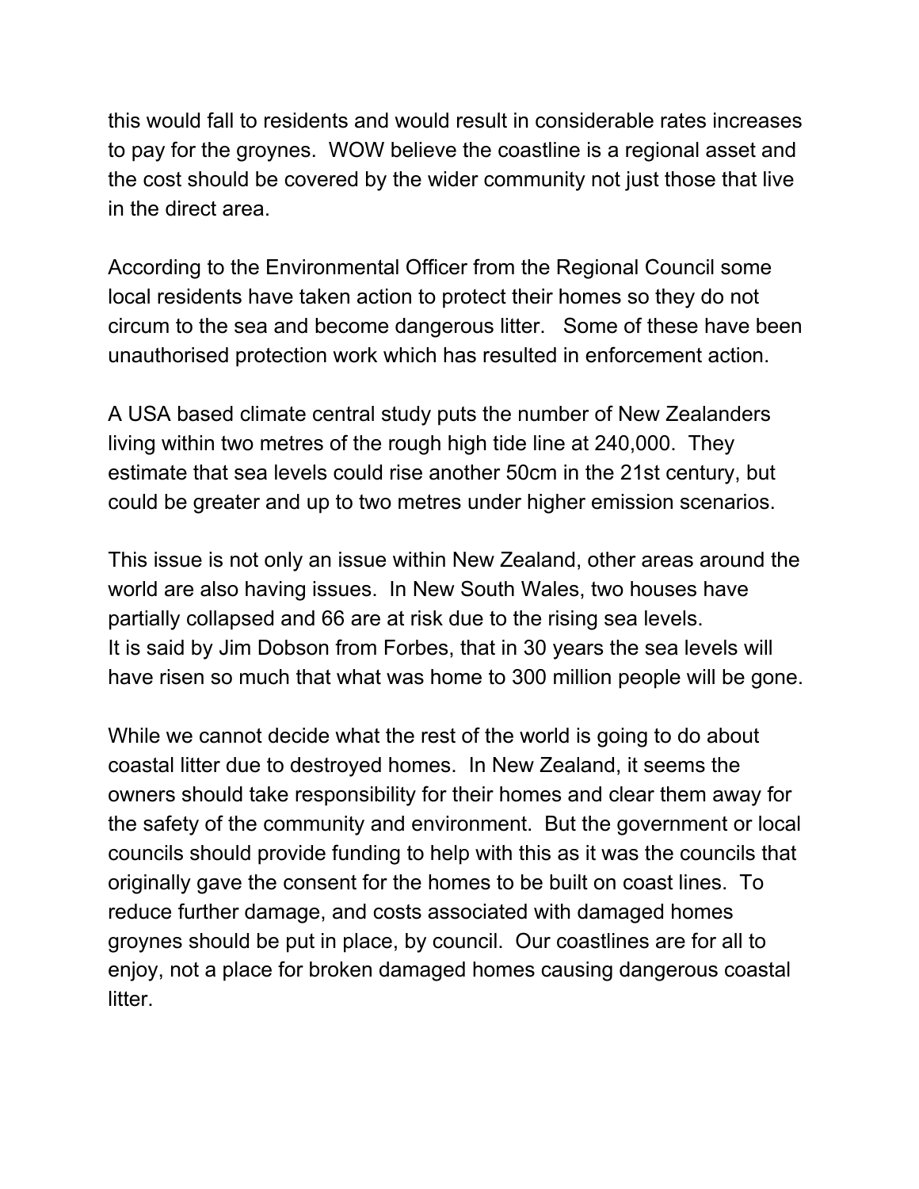this would fall to residents and would result in considerable rates increases to pay for the groynes. WOW believe the coastline is a regional asset and the cost should be covered by the wider community not just those that live in the direct area.

According to the Environmental Officer from the Regional Council some local residents have taken action to protect their homes so they do not circum to the sea and become dangerous litter. Some of these have been unauthorised protection work which has resulted in enforcement action.

A USA based climate central study puts the number of New Zealanders living within two metres of the rough high tide line at 240,000. They estimate that sea levels could rise another 50cm in the 21st century, but could be greater and up to two metres under higher emission scenarios.

This issue is not only an issue within New Zealand, other areas around the world are also having issues. In New South Wales, two houses have partially collapsed and 66 are at risk due to the rising sea levels.
It is said by Jim Dobson from Forbes, that in 30 years the sea levels will have risen so much that what was home to 300 million people will be gone.

While we cannot decide what the rest of the world is going to do about coastal litter due to destroyed homes. In New Zealand, it seems the owners should take responsibility for their homes and clear them away for the safety of the community and environment. But the government or local councils should provide funding to help with this as it was the councils that originally gave the consent for the homes to be built on coast lines. To reduce further damage, and costs associated with damaged homes groynes should be put in place, by council. Our coastlines are for all to enjoy, not a place for broken damaged homes causing dangerous coastal litter.